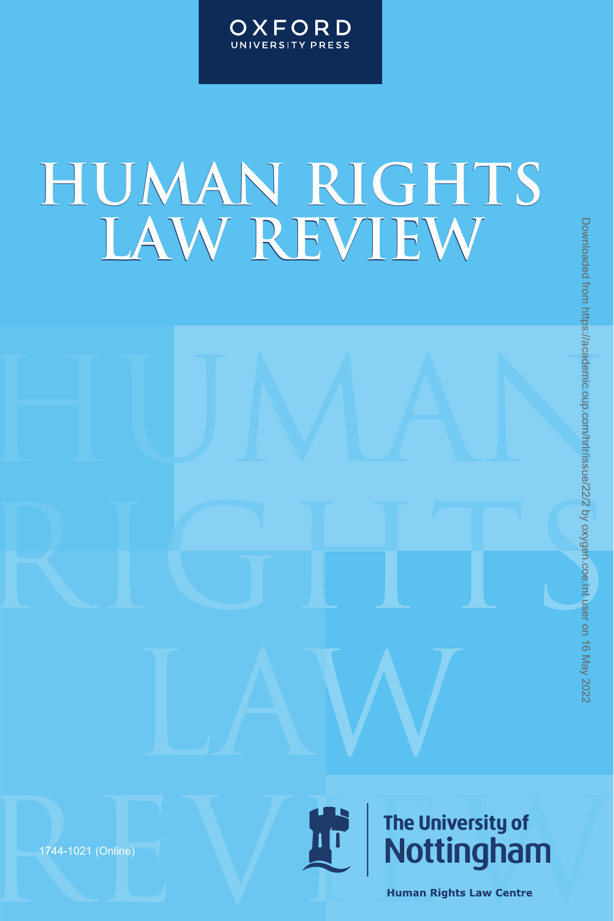OXFORD
UNIVERSITY PRESS

# HUMAN RIGHTS LAW REVIEW

1744-1021 (Online)

The University of Nottingham

Human Rights Law Centre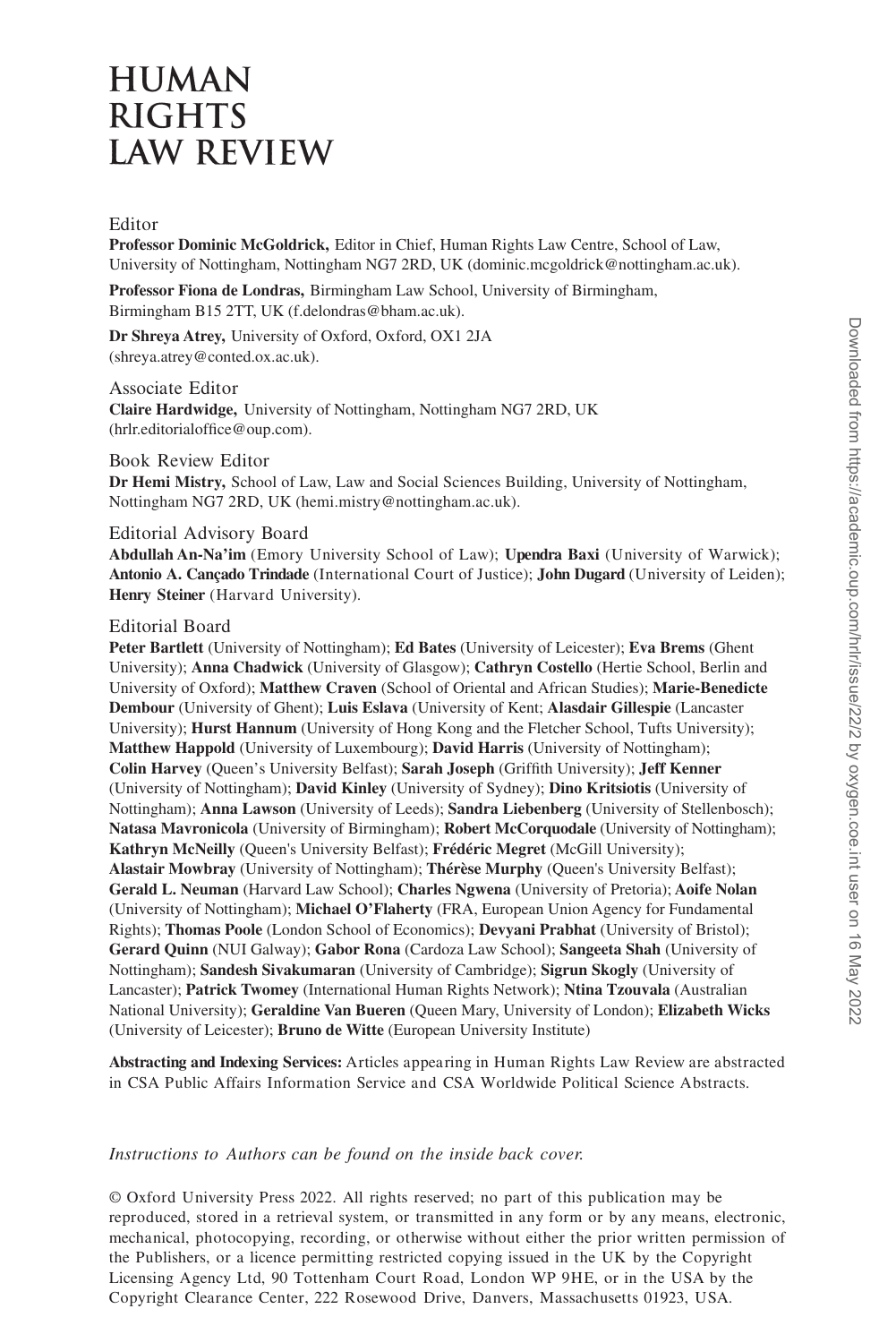# HUMAN RIGHTS LAW REVIEW

## Editor

**Professor Dominic McGoldrick,** Editor in Chief, Human Rights Law Centre, School of Law, University of Nottingham, Nottingham NG7 2RD, UK (dominic.mcgoldrick@nottingham.ac.uk).

**Professor Fiona de Londras,** Birmingham Law School, University of Birmingham, Birmingham B15 2TT, UK (f.delondras@bham.ac.uk).

**Dr Shreya Atrey,** University of Oxford, Oxford, OX1 2JA (shreya.atrey@conted.ox.ac.uk).

## Associate Editor

**Claire Hardwidge,** University of Nottingham, Nottingham NG7 2RD, UK (hrlr.editorialoffice@oup.com).

## Book Review Editor

**Dr Hemi Mistry,** School of Law, Law and Social Sciences Building, University of Nottingham, Nottingham NG7 2RD, UK (hemi.mistry@nottingham.ac.uk).

## Editorial Advisory Board

**Abdullah An-Na'im** (Emory University School of Law); **Upendra Baxi** (University of Warwick); **Antonio A. Cançado Trindade** (International Court of Justice); **John Dugard** (University of Leiden); **Henry Steiner** (Harvard University).

## Editorial Board

**Peter Bartlett** (University of Nottingham); **Ed Bates** (University of Leicester); **Eva Brems** (Ghent University); **Anna Chadwick** (University of Glasgow); **Cathryn Costello** (Hertie School, Berlin and University of Oxford); **Matthew Craven** (School of Oriental and African Studies); **Marie-Benedicte Dembour** (University of Ghent); **Luis Eslava** (University of Kent; **Alasdair Gillespie** (Lancaster University); **Hurst Hannum** (University of Hong Kong and the Fletcher School, Tufts University); **Matthew Happold** (University of Luxembourg); **David Harris** (University of Nottingham); **Colin Harvey** (Queen's University Belfast); **Sarah Joseph** (Griffith University); **Jeff Kenner** (University of Nottingham); **David Kinley** (University of Sydney); **Dino Kritsiotis** (University of Nottingham); **Anna Lawson** (University of Leeds); **Sandra Liebenberg** (University of Stellenbosch); **Natasa Mavronicola** (University of Birmingham); **Robert McCorquodale** (University of Nottingham); **Kathryn McNeilly** (Queen's University Belfast); **Frédéric Megret** (McGill University); **Alastair Mowbray** (University of Nottingham); **Thérèse Murphy** (Queen's University Belfast); **Gerald L. Neuman** (Harvard Law School); **Charles Ngwena** (University of Pretoria); **Aoife Nolan** (University of Nottingham); **Michael O'Flaherty** (FRA, European Union Agency for Fundamental Rights); **Thomas Poole** (London School of Economics); **Devyani Prabhat** (University of Bristol); **Gerard Quinn** (NUI Galway); **Gabor Rona** (Cardoza Law School); **Sangeeta Shah** (University of Nottingham); **Sandesh Sivakumaran** (University of Cambridge); **Sigrun Skogly** (University of Lancaster); **Patrick Twomey** (International Human Rights Network); **Ntina Tzouvala** (Australian National University); **Geraldine Van Bueren** (Queen Mary, University of London); **Elizabeth Wicks** (University of Leicester); **Bruno de Witte** (European University Institute)

**Abstracting and Indexing Services:** Articles appearing in Human Rights Law Review are abstracted in CSA Public Affairs Information Service and CSA Worldwide Political Science Abstracts.

*Instructions to Authors can be found on the inside back cover.*

© Oxford University Press 2022. All rights reserved; no part of this publication may be reproduced, stored in a retrieval system, or transmitted in any form or by any means, electronic, mechanical, photocopying, recording, or otherwise without either the prior written permission of the Publishers, or a licence permitting restricted copying issued in the UK by the Copyright Licensing Agency Ltd, 90 Tottenham Court Road, London WP 9HE, or in the USA by the Copyright Clearance Center, 222 Rosewood Drive, Danvers, Massachusetts 01923, USA.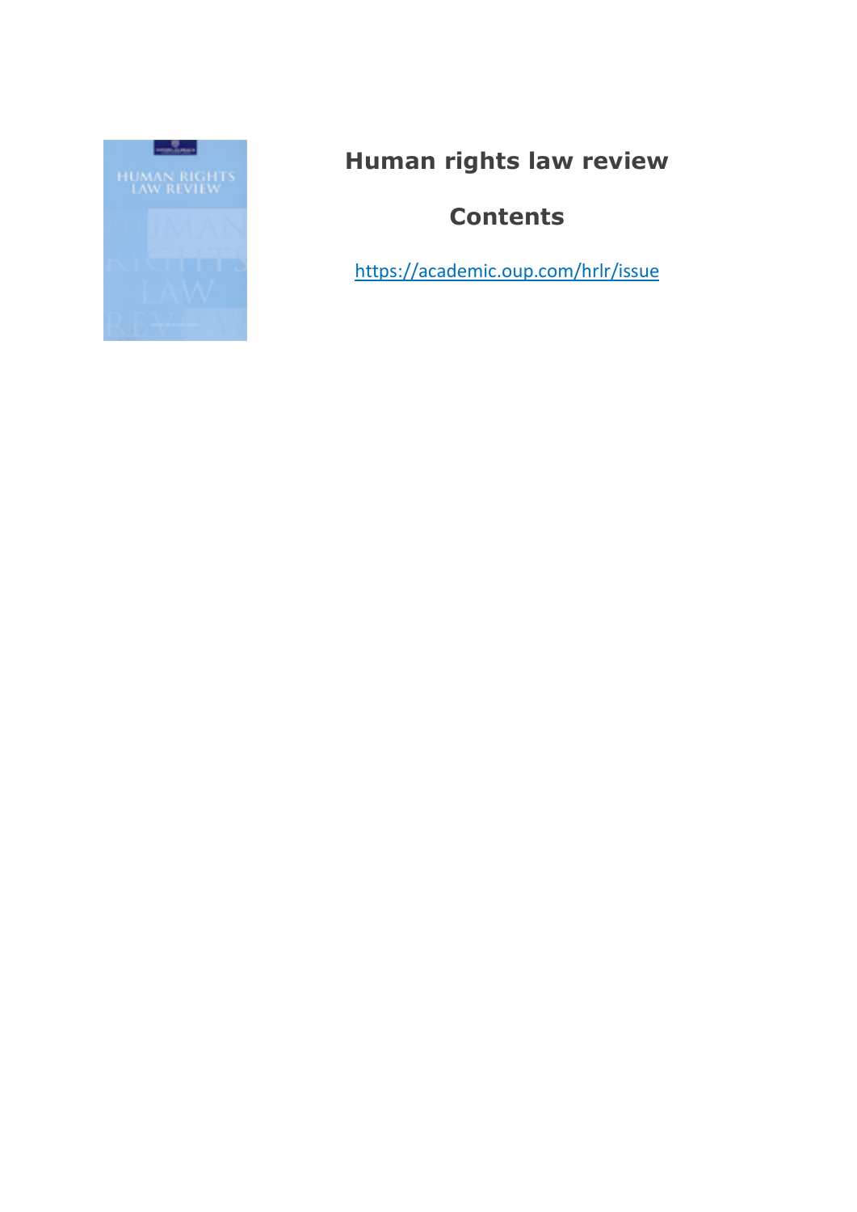# Human rights law review

## Contents

https://academic.oup.com/hrlr/issue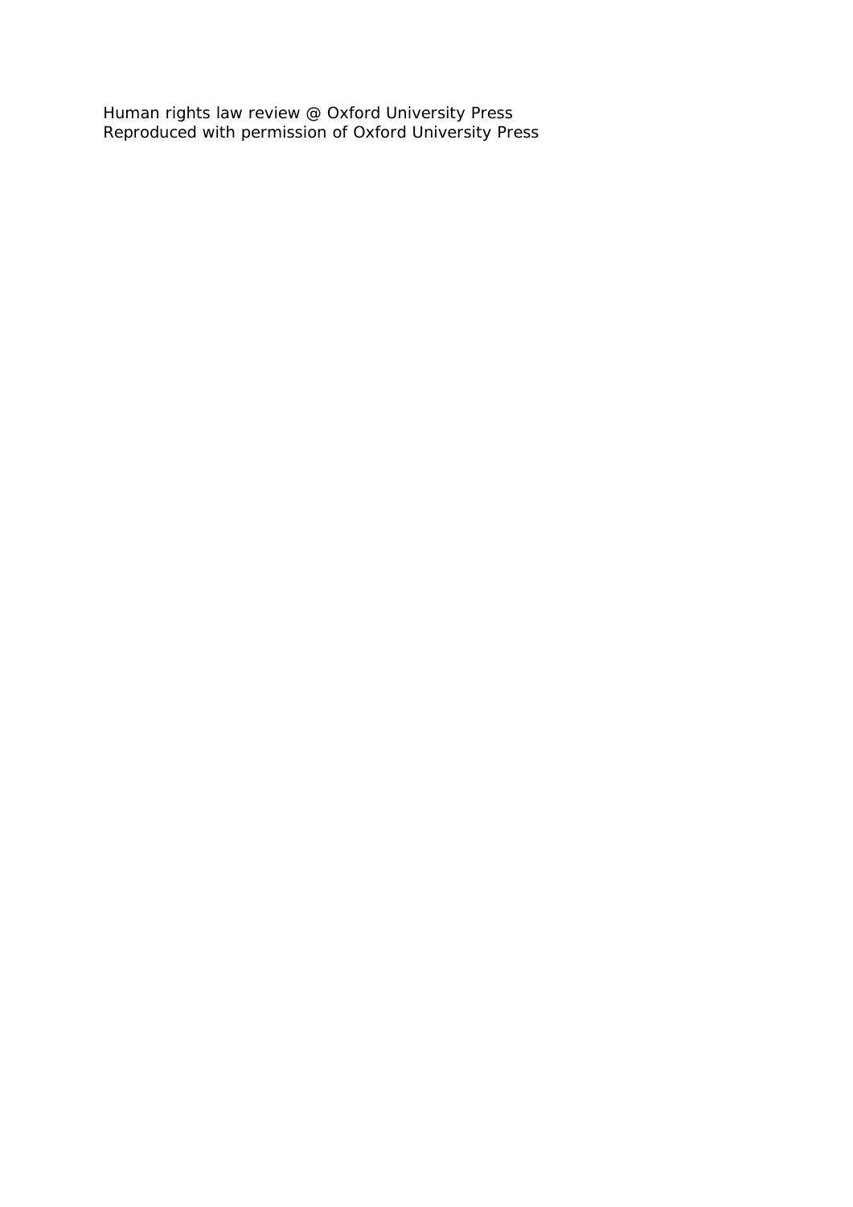Human rights law review @ Oxford University Press
Reproduced with permission of Oxford University Press